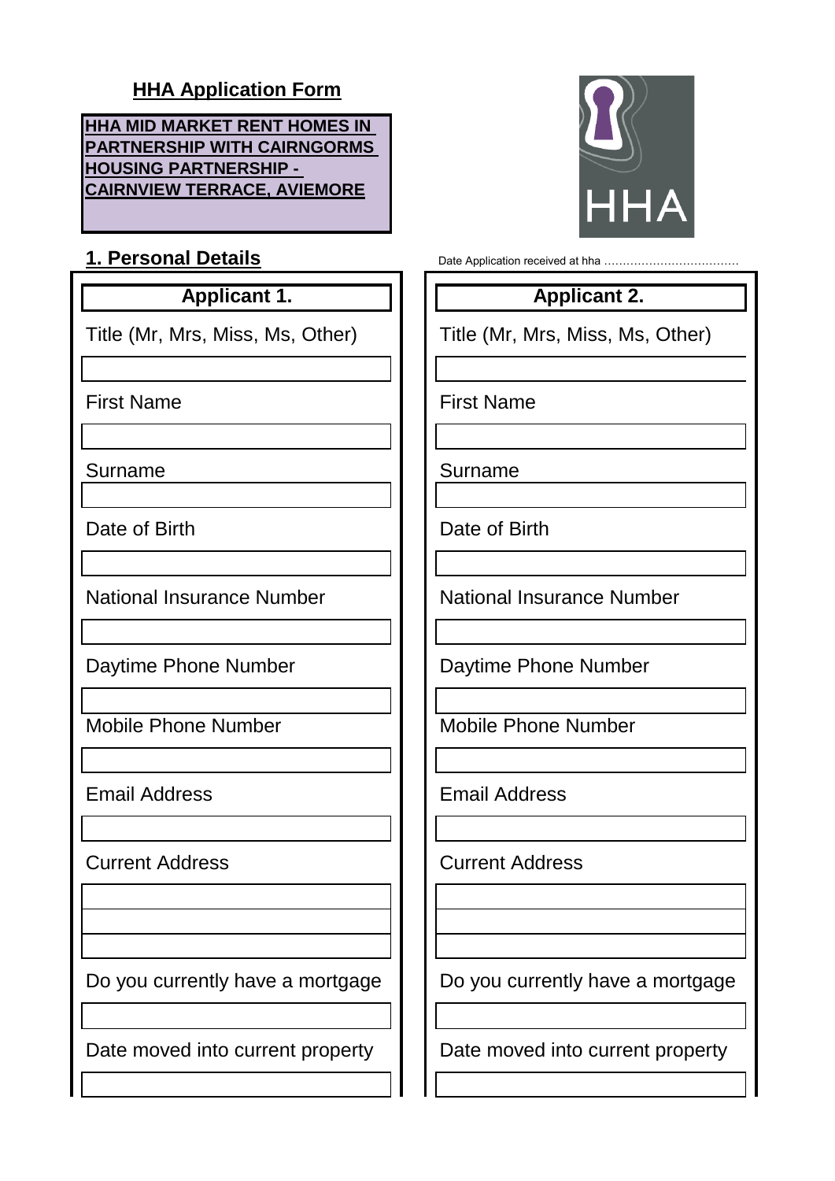# HHA Application Form

**HHA MID MARKET RENT HOMES IN PARTNERSHIP WITH CAIRNGORMS HOUSING PARTNERSHIP - CAIRNVIEW TERRACE, AVIEMORE**

Date Application received at hha ....................................

## 1. Personal Details

| Applicant 1. | Applicant 2. |
|---|---|
| Title (Mr, Mrs, Miss, Ms, Other) | Title (Mr, Mrs, Miss, Ms, Other) |
| | |
| First Name | First Name |
| | |
| Surname | Surname |
| | |
| Date of Birth | Date of Birth |
| | |
| National Insurance Number | National Insurance Number |
| | |
| Daytime Phone Number | Daytime Phone Number |
| | |
| Mobile Phone Number | Mobile Phone Number |
| | |
| Email Address | Email Address |
| | |
| Current Address | Current Address |
| | |
| | |
| | |
| Do you currently have a mortgage | Do you currently have a mortgage |
| | |
| Date moved into current property | Date moved into current property |
| | |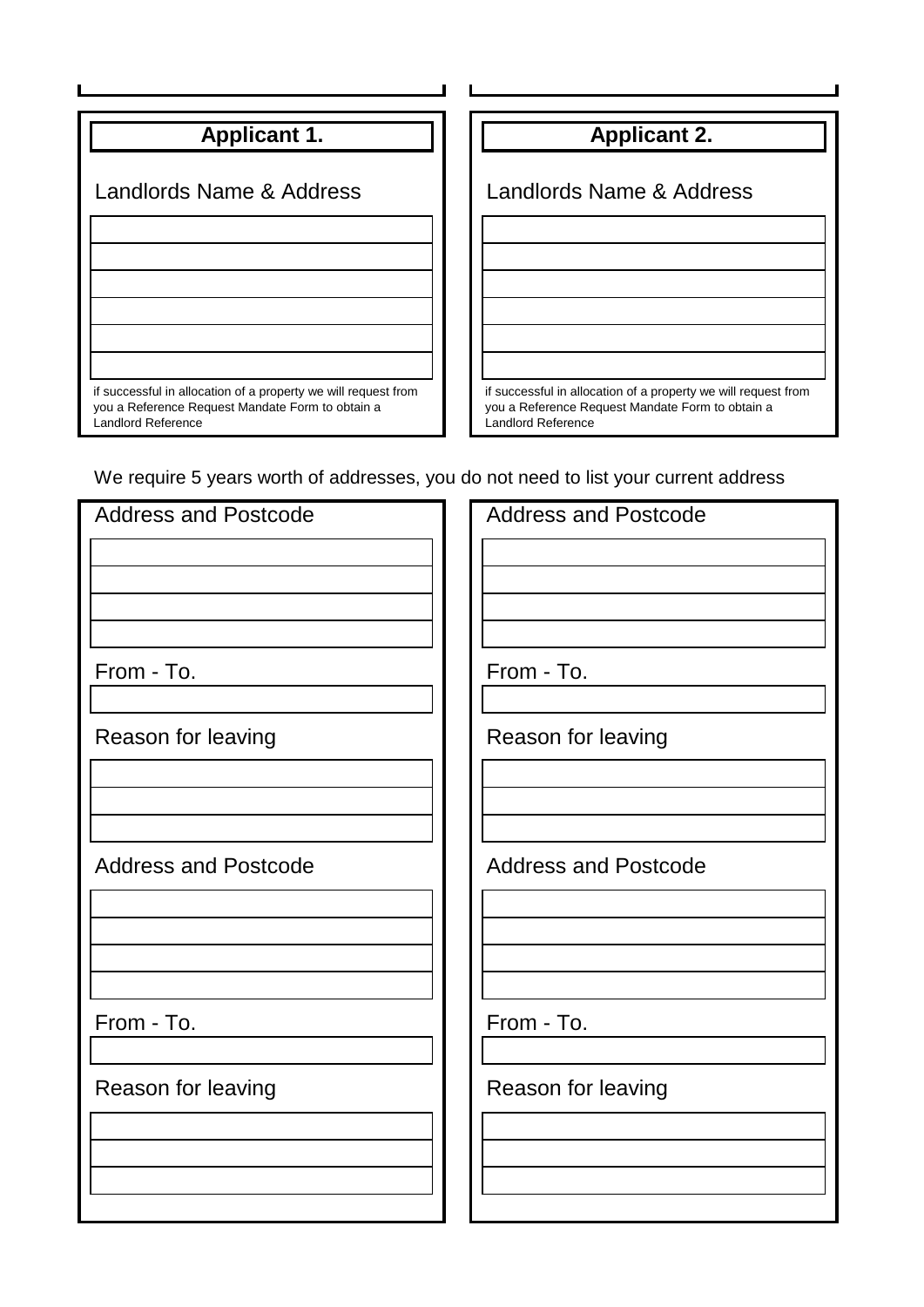## Applicant 1.

Landlords Name & Address

| |
|---|
| |
| |
| |
| |
| |
| |

if successful in allocation of a property we will request from you a Reference Request Mandate Form to obtain a Landlord Reference

## Applicant 2.

Landlords Name & Address

| |
|---|
| |
| |
| |
| |
| |
| |

if successful in allocation of a property we will request from you a Reference Request Mandate Form to obtain a Landlord Reference

We require 5 years worth of addresses, you do not need to list your current address

### Applicant 1

Address and Postcode

| |
|---|
| |
| |
| |
| |

From - To.

| |
|---|
| |

Reason for leaving

| |
|---|
| |
| |
| |

Address and Postcode

| |
|---|
| |
| |
| |
| |

From - To.

| |
|---|
| |

Reason for leaving

| |
|---|
| |
| |
| |

### Applicant 2

Address and Postcode

| |
|---|
| |
| |
| |
| |

From - To.

| |
|---|
| |

Reason for leaving

| |
|---|
| |
| |
| |

Address and Postcode

| |
|---|
| |
| |
| |
| |

From - To.

| |
|---|
| |

Reason for leaving

| |
|---|
| |
| |
| |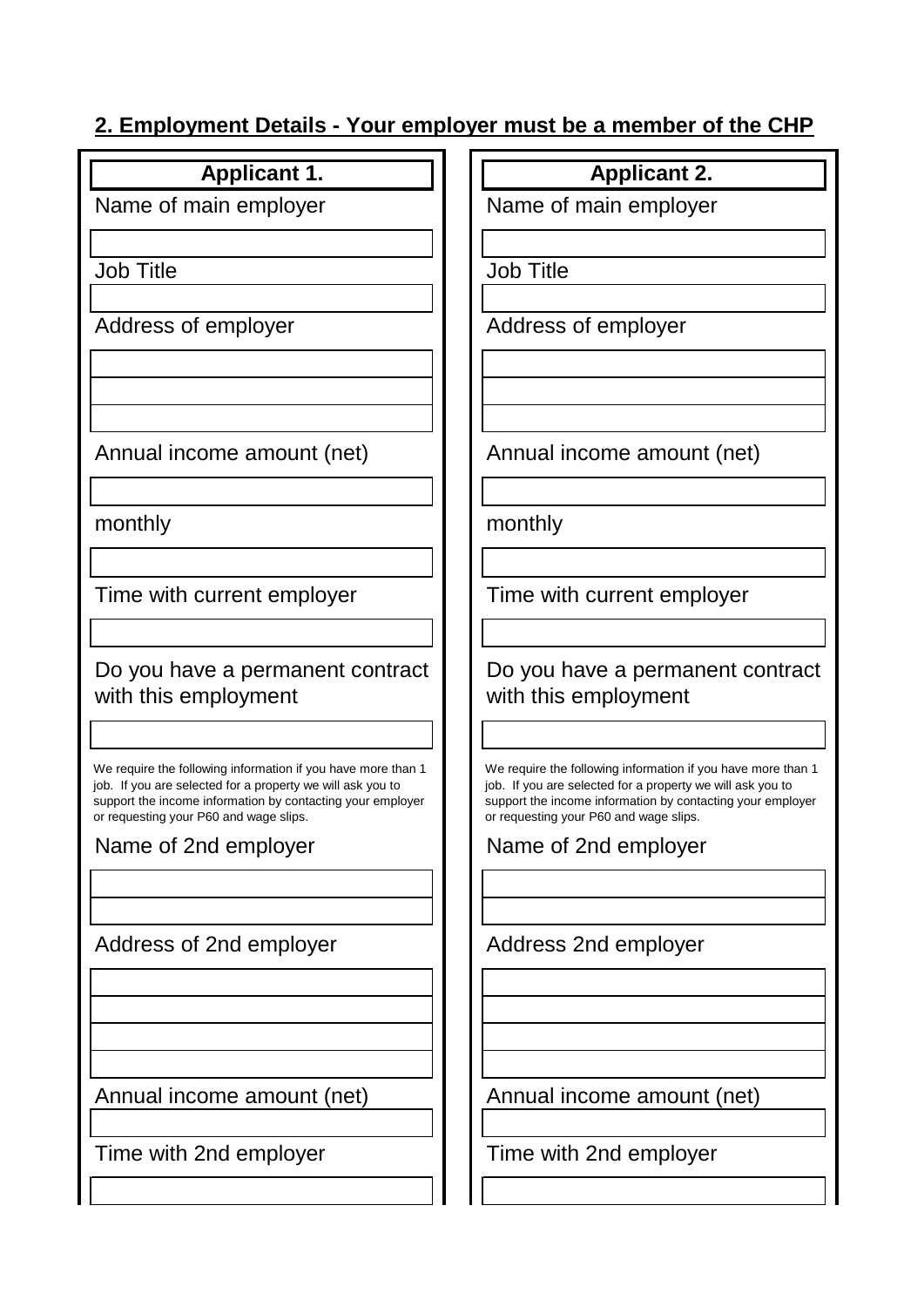## 2. Employment Details - Your employer must be a member of the CHP

**Applicant 1.**

Name of main employer

Job Title

Address of employer

Annual income amount (net)

monthly

Time with current employer

Do you have a permanent contract with this employment

We require the following information if you have more than 1 job. If you are selected for a property we will ask you to support the income information by contacting your employer or requesting your P60 and wage slips.

Name of 2nd employer

Address of 2nd employer

Annual income amount (net)

Time with 2nd employer

**Applicant 2.**

Name of main employer

Job Title

Address of employer

Annual income amount (net)

monthly

Time with current employer

Do you have a permanent contract with this employment

We require the following information if you have more than 1 job. If you are selected for a property we will ask you to support the income information by contacting your employer or requesting your P60 and wage slips.

Name of 2nd employer

Address 2nd employer

Annual income amount (net)

Time with 2nd employer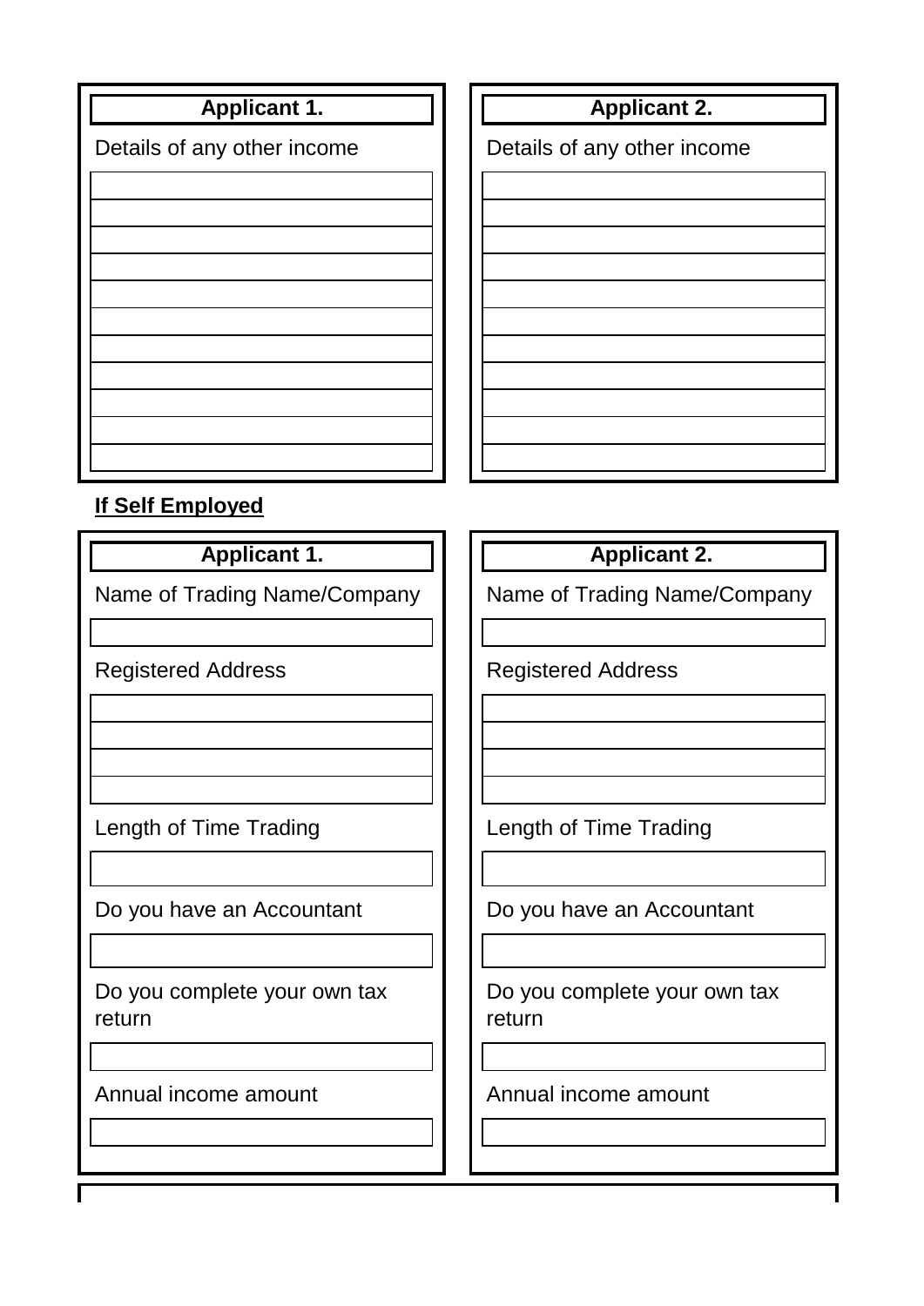| Applicant 1. | Applicant 2. |
|---|---|
| Details of any other income | Details of any other income |
| | |
| | |
| | |
| | |
| | |
| | |
| | |
| | |
| | |
| | |
| | |

**If Self Employed**

| Applicant 1. | Applicant 2. |
|---|---|
| Name of Trading Name/Company | Name of Trading Name/Company |
| | |
| Registered Address | Registered Address |
| | |
| | |
| | |
| | |
| Length of Time Trading | Length of Time Trading |
| | |
| Do you have an Accountant | Do you have an Accountant |
| | |
| Do you complete your own tax return | Do you complete your own tax return |
| | |
| Annual income amount | Annual income amount |
| | |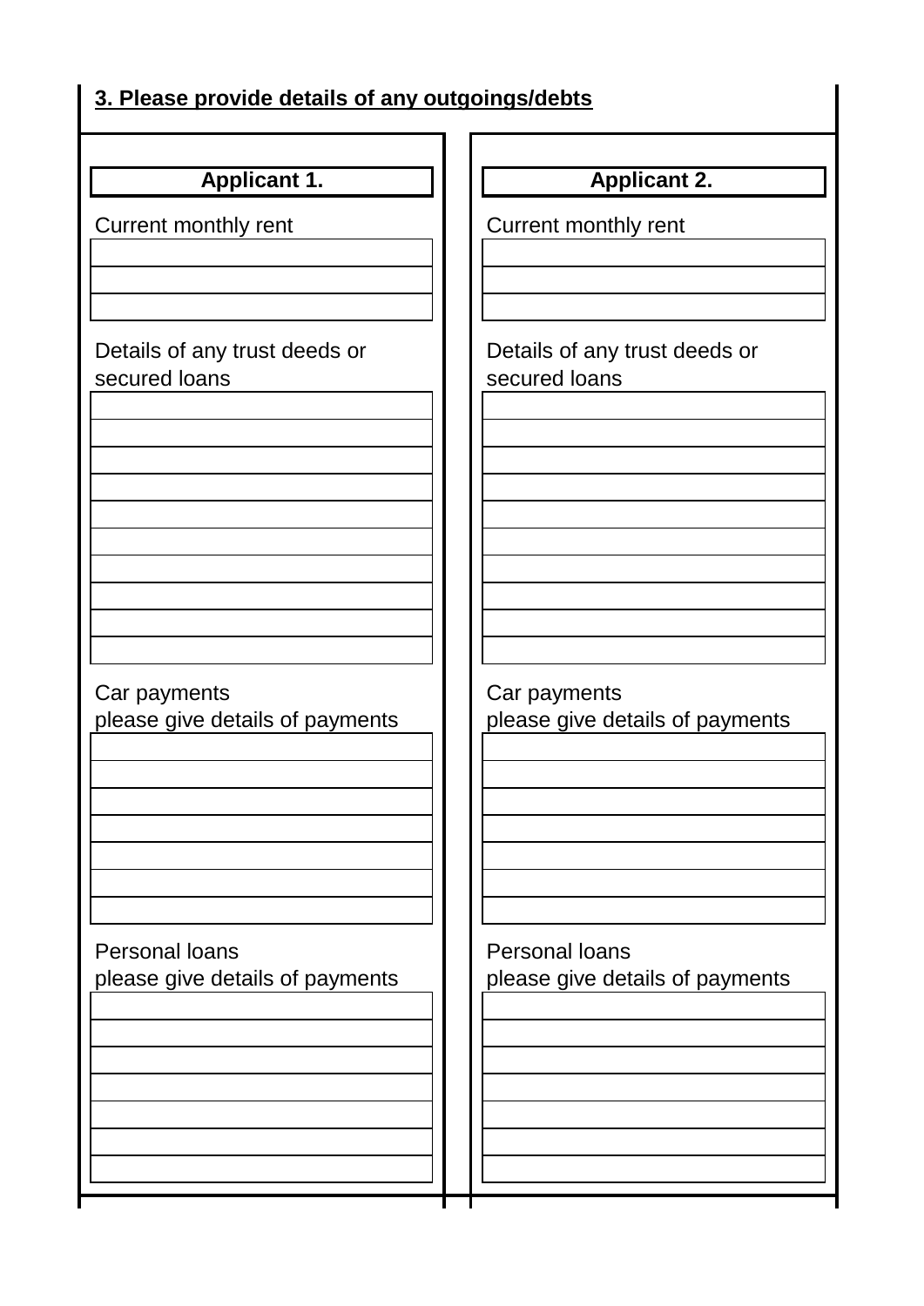**3. Please provide details of any outgoings/debts**

**Applicant 1.**

Current monthly rent

| |
|---|
| |
| |
| |

Details of any trust deeds or secured loans

| |
|---|
| |
| |
| |
| |
| |
| |
| |
| |
| |
| |

Car payments
please give details of payments

| |
|---|
| |
| |
| |
| |
| |
| |
| |

Personal loans
please give details of payments

| |
|---|
| |
| |
| |
| |
| |
| |
| |

**Applicant 2.**

Current monthly rent

| |
|---|
| |
| |
| |

Details of any trust deeds or secured loans

| |
|---|
| |
| |
| |
| |
| |
| |
| |
| |
| |
| |

Car payments
please give details of payments

| |
|---|
| |
| |
| |
| |
| |
| |
| |

Personal loans
please give details of payments

| |
|---|
| |
| |
| |
| |
| |
| |
| |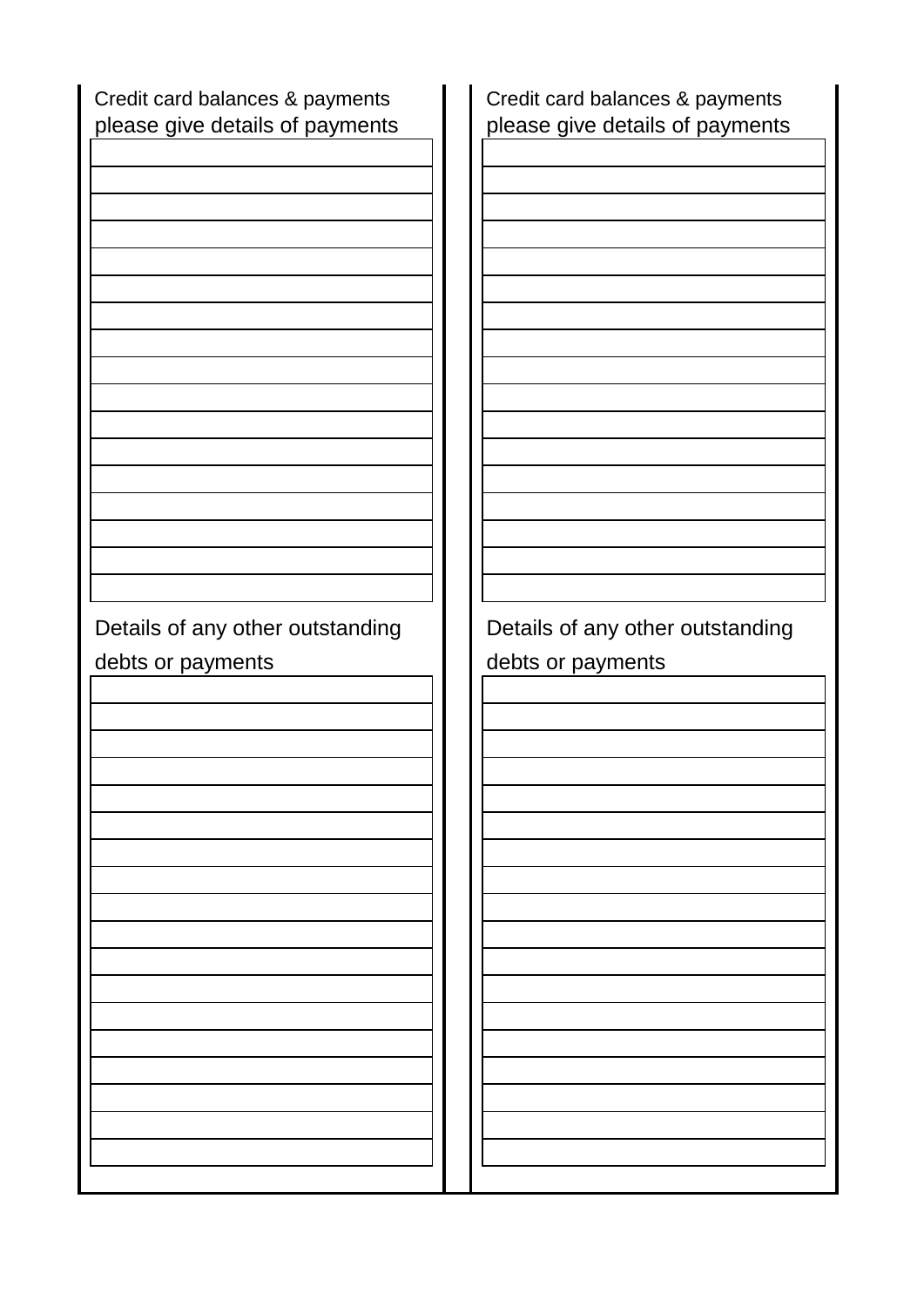Credit card balances & payments
please give details of payments

| |
|---|
| |
| |
| |
| |
| |
| |
| |
| |
| |
| |
| |
| |
| |
| |
| |
| |
| |

Details of any other outstanding debts or payments

| |
|---|
| |
| |
| |
| |
| |
| |
| |
| |
| |
| |
| |
| |
| |
| |
| |
| |
| |
| |

Credit card balances & payments
please give details of payments

| |
|---|
| |
| |
| |
| |
| |
| |
| |
| |
| |
| |
| |
| |
| |
| |
| |
| |
| |

Details of any other outstanding debts or payments

| |
|---|
| |
| |
| |
| |
| |
| |
| |
| |
| |
| |
| |
| |
| |
| |
| |
| |
| |
| |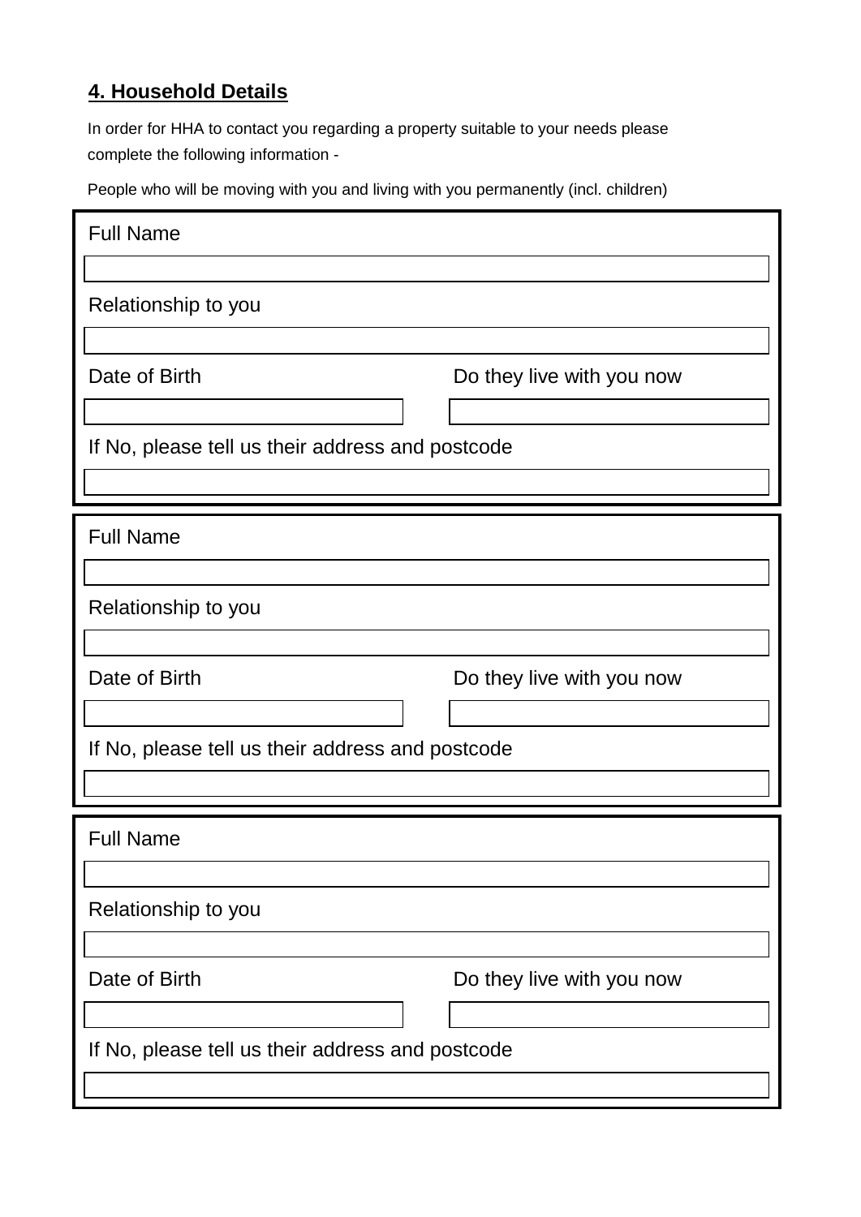## 4. Household Details

In order for HHA to contact you regarding a property suitable to your needs please complete the following information -

People who will be moving with you and living with you permanently (incl. children)

Full Name

Relationship to you

Date of Birth

Do they live with you now

If No, please tell us their address and postcode

Full Name

Relationship to you

Date of Birth

Do they live with you now

If No, please tell us their address and postcode

Full Name

Relationship to you

Date of Birth

Do they live with you now

If No, please tell us their address and postcode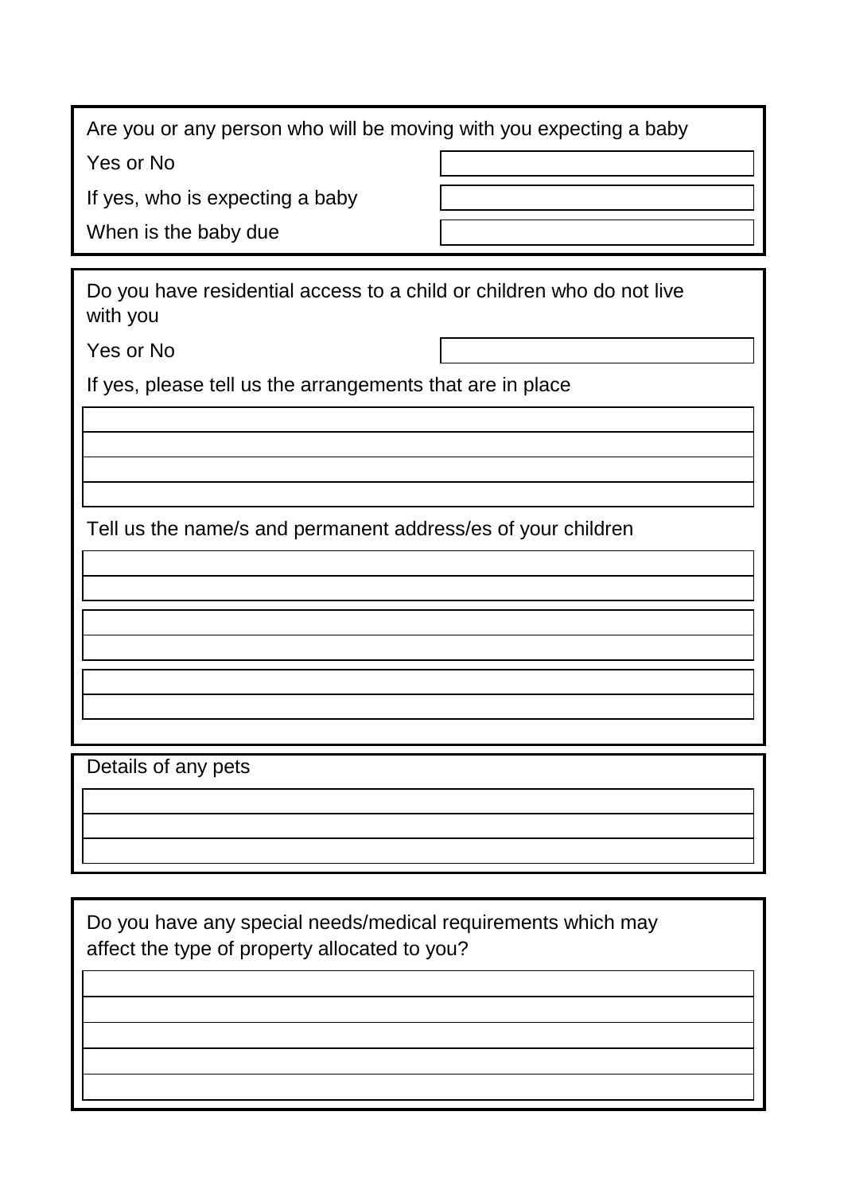Are you or any person who will be moving with you expecting a baby

| | |
|---|---|
| Yes or No | |
| If yes, who is expecting a baby | |
| When is the baby due | |

Do you have residential access to a child or children who do not live with you

| | |
|---|---|
| Yes or No | |

If yes, please tell us the arrangements that are in place

| |
|---|
| |
| |
| |
| |

Tell us the name/s and permanent address/es of your children

| |
|---|
| |
| |
| |
| |
| |
| |

Details of any pets

| |
|---|
| |
| |
| |

Do you have any special needs/medical requirements which may affect the type of property allocated to you?

| |
|---|
| |
| |
| |
| |
| |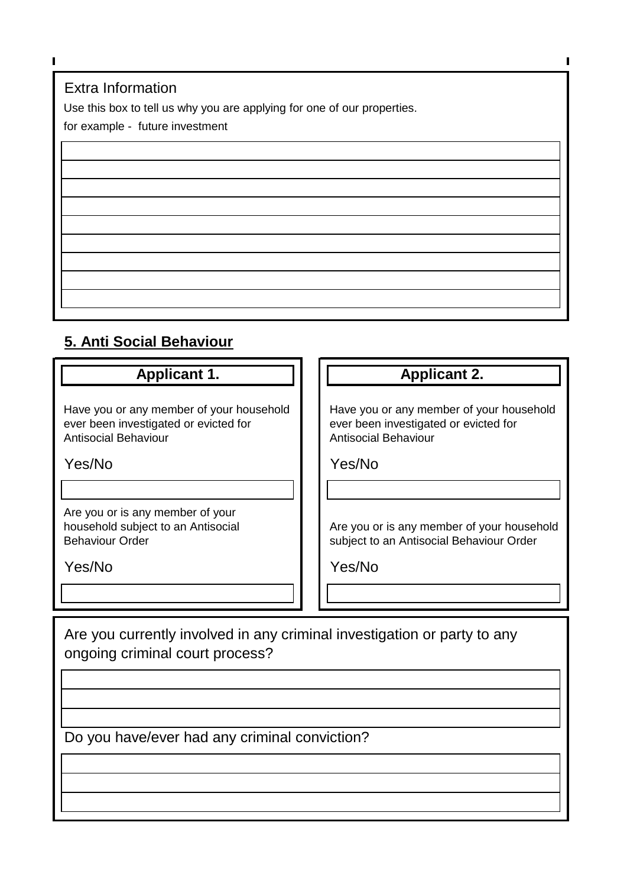Extra Information

Use this box to tell us why you are applying for one of our properties.

for example - future investment

## 5. Anti Social Behaviour

**Applicant 1.**

Have you or any member of your household ever been investigated or evicted for Antisocial Behaviour

Yes/No

Are you or is any member of your household subject to an Antisocial Behaviour Order

Yes/No

**Applicant 2.**

Have you or any member of your household ever been investigated or evicted for Antisocial Behaviour

Yes/No

Are you or is any member of your household subject to an Antisocial Behaviour Order

Yes/No

Are you currently involved in any criminal investigation or party to any ongoing criminal court process?

Do you have/ever had any criminal conviction?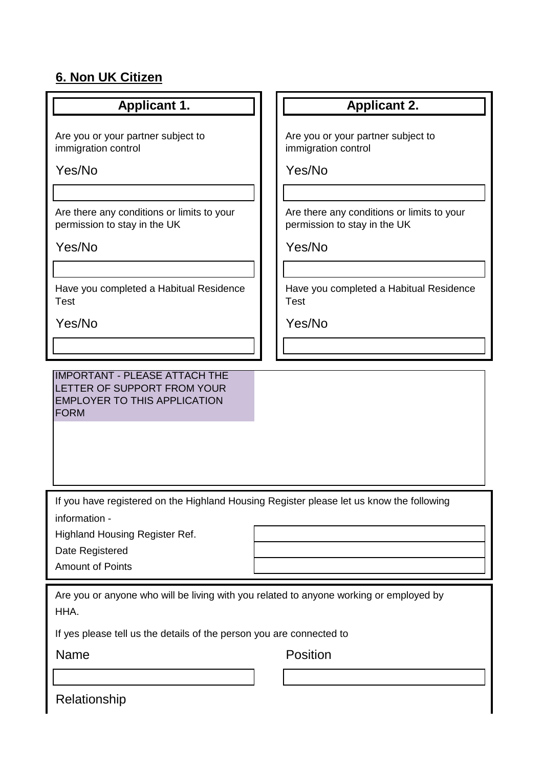## 6. Non UK Citizen

| Applicant 1. | Applicant 2. |
| --- | --- |
| Are you or your partner subject to immigration control | Are you or your partner subject to immigration control |
| Yes/No | Yes/No |
| | |
| Are there any conditions or limits to your permission to stay in the UK | Are there any conditions or limits to your permission to stay in the UK |
| Yes/No | Yes/No |
| | |
| Have you completed a Habitual Residence Test | Have you completed a Habitual Residence Test |
| Yes/No | Yes/No |
| | |

IMPORTANT - PLEASE ATTACH THE LETTER OF SUPPORT FROM YOUR EMPLOYER TO THIS APPLICATION FORM

If you have registered on the Highland Housing Register please let us know the following information -

| | |
| --- | --- |
| Highland Housing Register Ref. | |
| Date Registered | |
| Amount of Points | |

Are you or anyone who will be living with you related to anyone working or employed by HHA.

If yes please tell us the details of the person you are connected to

| Name | Position |
| --- | --- |
| | |

Relationship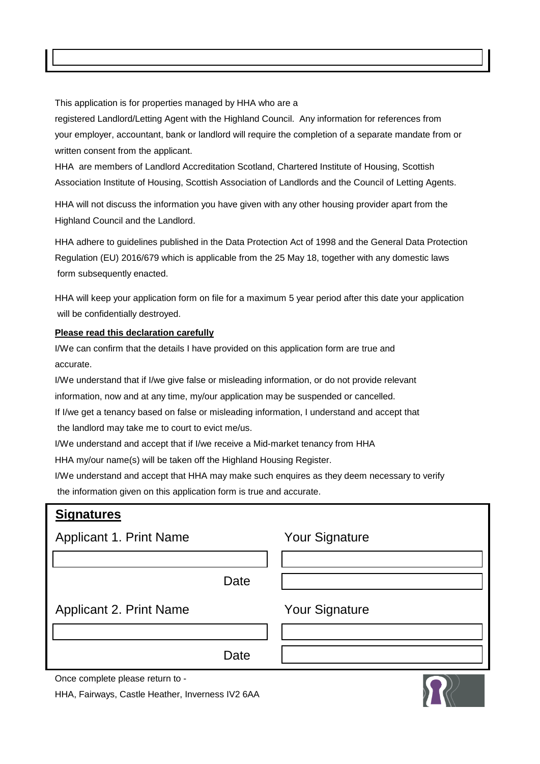This application is for properties managed by HHA who are a registered Landlord/Letting Agent with the Highland Council. Any information for references from your employer, accountant, bank or landlord will require the completion of a separate mandate from or written consent from the applicant.

HHA are members of Landlord Accreditation Scotland, Chartered Institute of Housing, Scottish Association Institute of Housing, Scottish Association of Landlords and the Council of Letting Agents.

HHA will not discuss the information you have given with any other housing provider apart from the Highland Council and the Landlord.

HHA adhere to guidelines published in the Data Protection Act of 1998 and the General Data Protection Regulation (EU) 2016/679 which is applicable from the 25 May 18, together with any domestic laws form subsequently enacted.

HHA will keep your application form on file for a maximum 5 year period after this date your application will be confidentially destroyed.

**Please read this declaration carefully**

I/We can confirm that the details I have provided on this application form are true and accurate.

I/We understand that if I/we give false or misleading information, or do not provide relevant information, now and at any time, my/our application may be suspended or cancelled.

If I/we get a tenancy based on false or misleading information, I understand and accept that the landlord may take me to court to evict me/us.

I/We understand and accept that if I/we receive a Mid-market tenancy from HHA HHA my/our name(s) will be taken off the Highland Housing Register.

I/We understand and accept that HHA may make such enquires as they deem necessary to verify the information given on this application form is true and accurate.

## Signatures

| | |
|---|---|
| Applicant 1. Print Name | Your Signature |
| | |
| Date | |
| Applicant 2. Print Name | Your Signature |
| | |
| Date | |

Once complete please return to -

HHA, Fairways, Castle Heather, Inverness IV2 6AA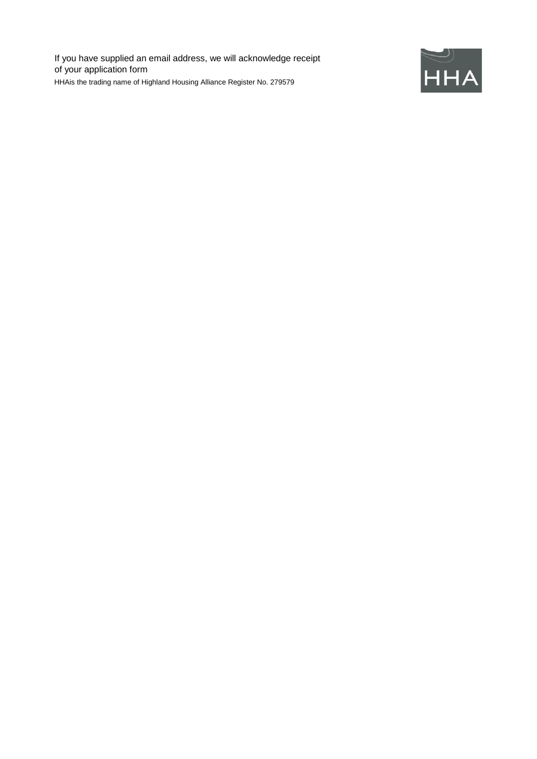If you have supplied an email address, we will acknowledge receipt of your application form

HHAis the trading name of Highland Housing Alliance Register No. 279579